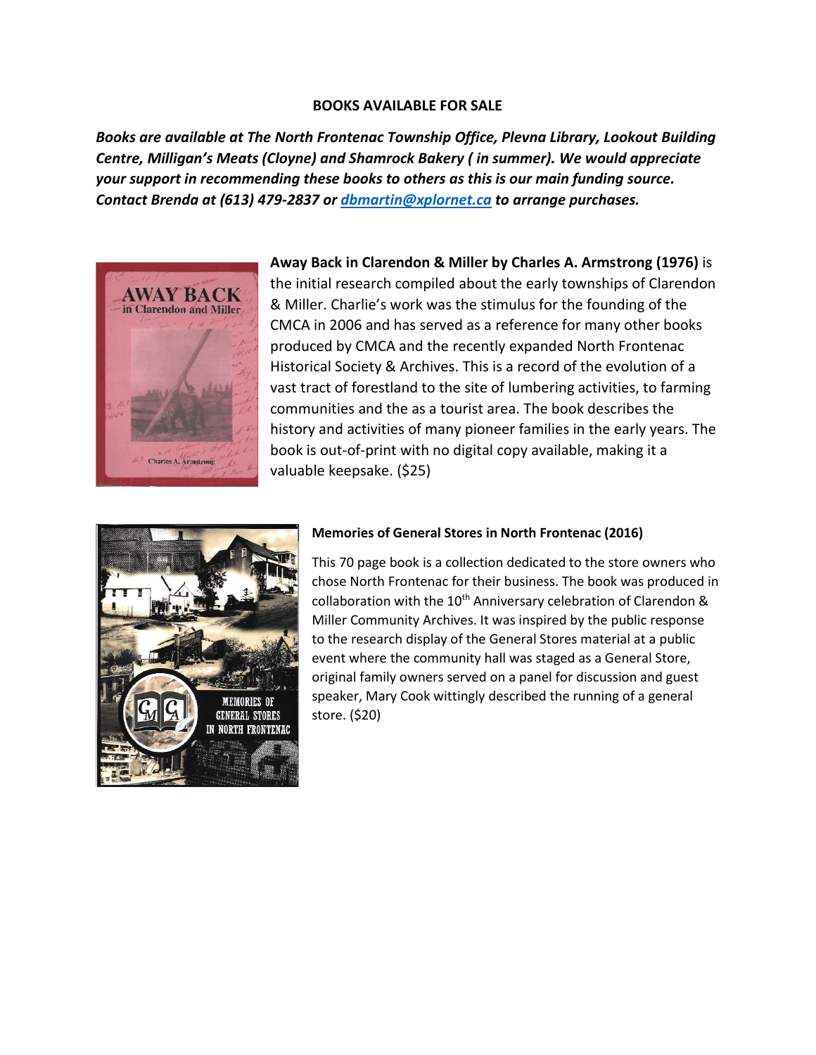**BOOKS AVAILABLE FOR SALE**

***Books are available at The North Frontenac Township Office, Plevna Library, Lookout Building Centre, Milligan's Meats (Cloyne) and Shamrock Bakery ( in summer). We would appreciate your support in recommending these books to others as this is our main funding source. Contact Brenda at (613) 479-2837 or [dbmartin@xplornet.ca](mailto:dbmartin@xplornet.ca) to arrange purchases.***

**Away Back in Clarendon & Miller by Charles A. Armstrong (1976)** is the initial research compiled about the early townships of Clarendon & Miller. Charlie's work was the stimulus for the founding of the CMCA in 2006 and has served as a reference for many other books produced by CMCA and the recently expanded North Frontenac Historical Society & Archives. This is a record of the evolution of a vast tract of forestland to the site of lumbering activities, to farming communities and the as a tourist area. The book describes the history and activities of many pioneer families in the early years. The book is out-of-print with no digital copy available, making it a valuable keepsake. ($25)

**Memories of General Stores in North Frontenac (2016)**

This 70 page book is a collection dedicated to the store owners who chose North Frontenac for their business. The book was produced in collaboration with the 10th Anniversary celebration of Clarendon & Miller Community Archives. It was inspired by the public response to the research display of the General Stores material at a public event where the community hall was staged as a General Store, original family owners served on a panel for discussion and guest speaker, Mary Cook wittingly described the running of a general store. ($20)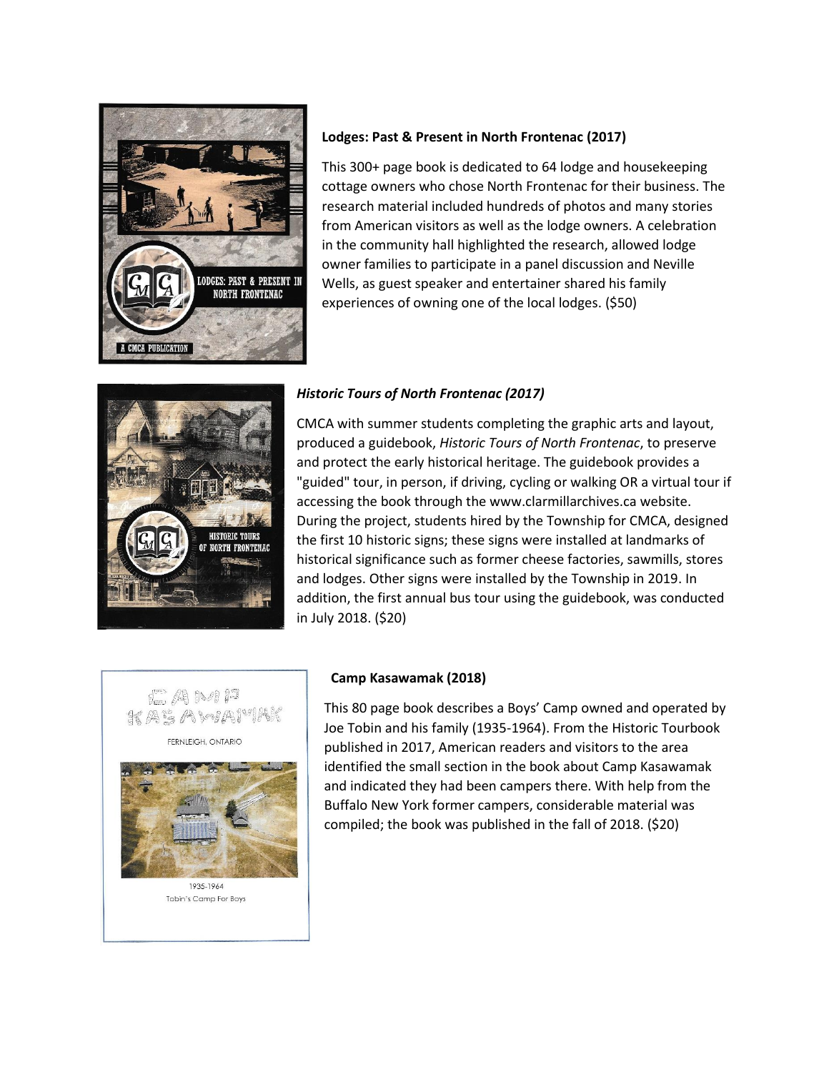**Lodges: Past & Present in North Frontenac (2017)**

This 300+ page book is dedicated to 64 lodge and housekeeping cottage owners who chose North Frontenac for their business. The research material included hundreds of photos and many stories from American visitors as well as the lodge owners. A celebration in the community hall highlighted the research, allowed lodge owner families to participate in a panel discussion and Neville Wells, as guest speaker and entertainer shared his family experiences of owning one of the local lodges. ($50)

***Historic Tours of North Frontenac (2017)***

CMCA with summer students completing the graphic arts and layout, produced a guidebook, *Historic Tours of North Frontenac*, to preserve and protect the early historical heritage. The guidebook provides a "guided" tour, in person, if driving, cycling or walking OR a virtual tour if accessing the book through the www.clarmillarchives.ca website. During the project, students hired by the Township for CMCA, designed the first 10 historic signs; these signs were installed at landmarks of historical significance such as former cheese factories, sawmills, stores and lodges. Other signs were installed by the Township in 2019. In addition, the first annual bus tour using the guidebook, was conducted in July 2018. ($20)

**Camp Kasawamak (2018)**

This 80 page book describes a Boys' Camp owned and operated by Joe Tobin and his family (1935-1964). From the Historic Tourbook published in 2017, American readers and visitors to the area identified the small section in the book about Camp Kasawamak and indicated they had been campers there. With help from the Buffalo New York former campers, considerable material was compiled; the book was published in the fall of 2018. ($20)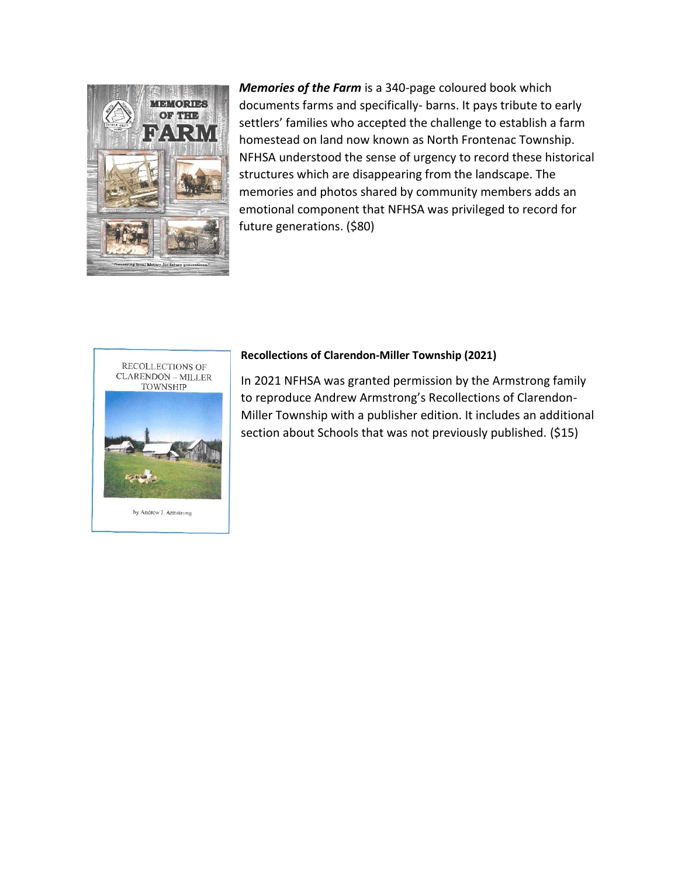***Memories of the Farm*** is a 340-page coloured book which documents farms and specifically- barns. It pays tribute to early settlers' families who accepted the challenge to establish a farm homestead on land now known as North Frontenac Township. NFHSA understood the sense of urgency to record these historical structures which are disappearing from the landscape. The memories and photos shared by community members adds an emotional component that NFHSA was privileged to record for future generations. ($80)

**Recollections of Clarendon-Miller Township (2021)**

In 2021 NFHSA was granted permission by the Armstrong family to reproduce Andrew Armstrong's Recollections of Clarendon-Miller Township with a publisher edition. It includes an additional section about Schools that was not previously published. ($15)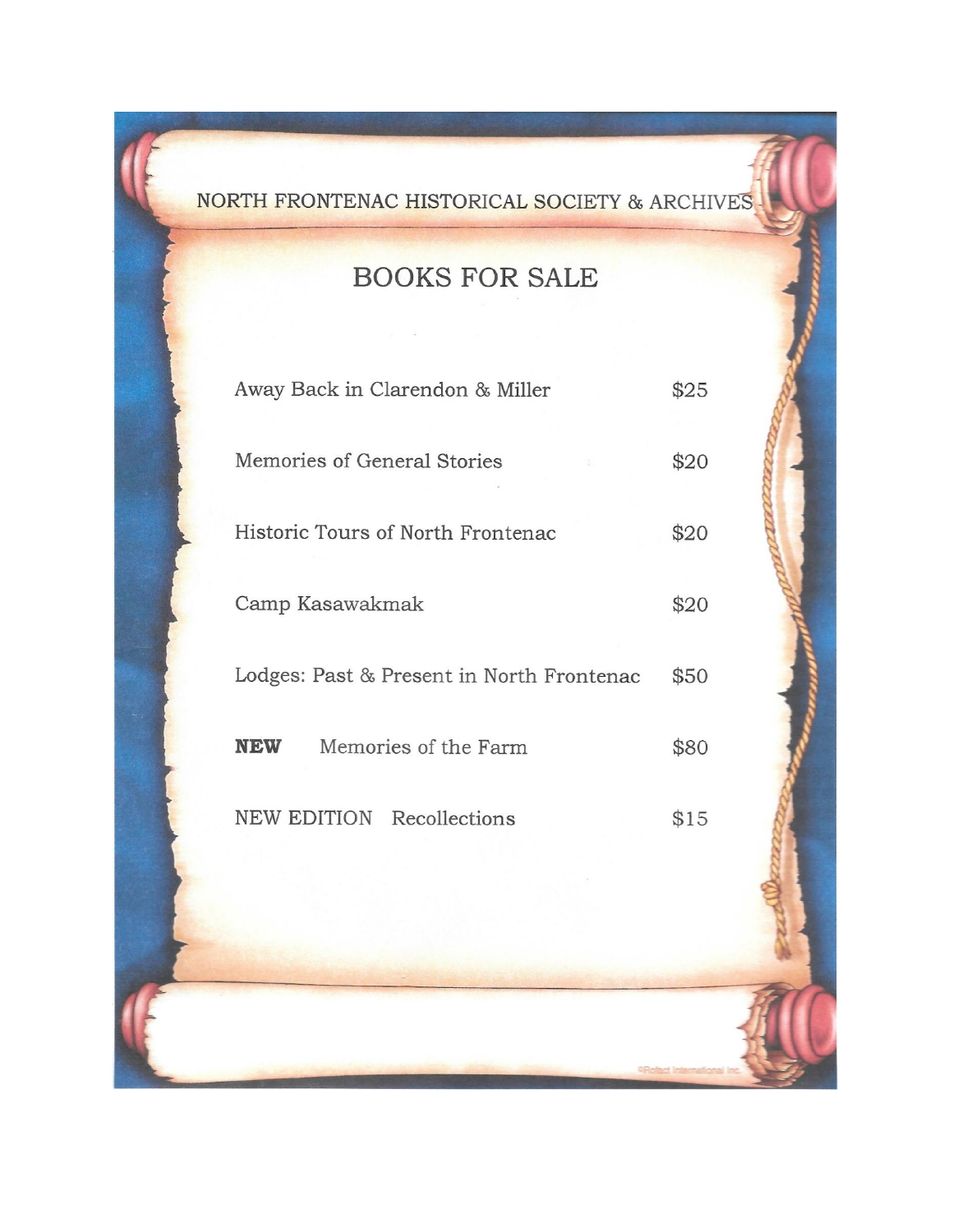NORTH FRONTENAC HISTORICAL SOCIETY & ARCHIVES

# BOOKS FOR SALE

| | |
|---|---|
| Away Back in Clarendon & Miller | $25 |
| Memories of General Stories | $20 |
| Historic Tours of North Frontenac | $20 |
| Camp Kasawakmak | $20 |
| Lodges: Past & Present in North Frontenac | $50 |
| **NEW** Memories of the Farm | $80 |
| NEW EDITION Recollections | $15 |